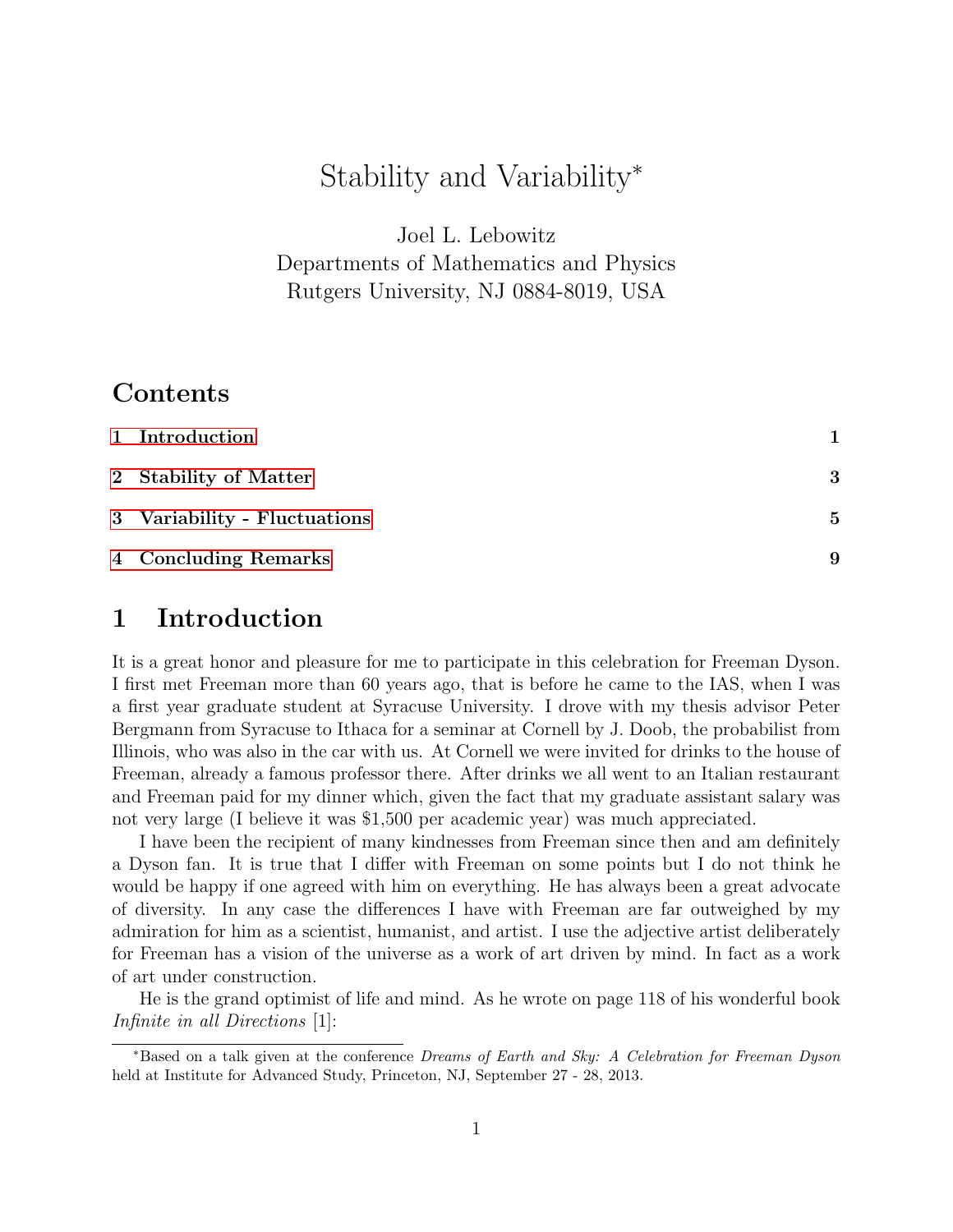# Stability and Variability*

Joel L. Lebowitz
Departments of Mathematics and Physics
Rutgers University, NJ 0884-8019, USA

## Contents

| | |
|---|---|
| 1 Introduction | 1 |
| 2 Stability of Matter | 3 |
| 3 Variability - Fluctuations | 5 |
| 4 Concluding Remarks | 9 |

## 1 Introduction

It is a great honor and pleasure for me to participate in this celebration for Freeman Dyson. I first met Freeman more than 60 years ago, that is before he came to the IAS, when I was a first year graduate student at Syracuse University. I drove with my thesis advisor Peter Bergmann from Syracuse to Ithaca for a seminar at Cornell by J. Doob, the probabilist from Illinois, who was also in the car with us. At Cornell we were invited for drinks to the house of Freeman, already a famous professor there. After drinks we all went to an Italian restaurant and Freeman paid for my dinner which, given the fact that my graduate assistant salary was not very large (I believe it was $1,500 per academic year) was much appreciated.

I have been the recipient of many kindnesses from Freeman since then and am definitely a Dyson fan. It is true that I differ with Freeman on some points but I do not think he would be happy if one agreed with him on everything. He has always been a great advocate of diversity. In any case the differences I have with Freeman are far outweighed by my admiration for him as a scientist, humanist, and artist. I use the adjective artist deliberately for Freeman has a vision of the universe as a work of art driven by mind. In fact as a work of art under construction.

He is the grand optimist of life and mind. As he wrote on page 118 of his wonderful book *Infinite in all Directions* [1]:

---

*Based on a talk given at the conference *Dreams of Earth and Sky: A Celebration for Freeman Dyson* held at Institute for Advanced Study, Princeton, NJ, September 27 - 28, 2013.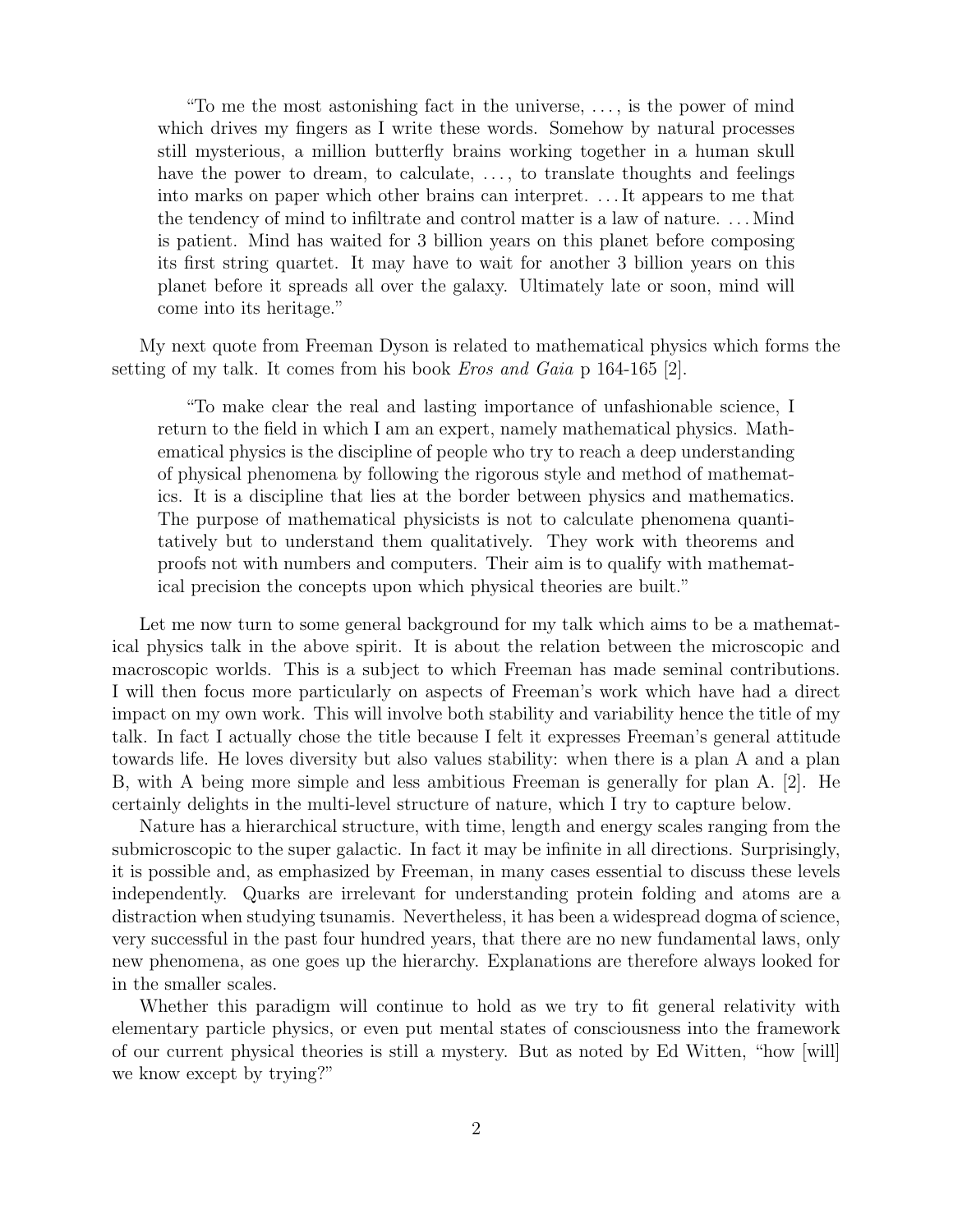> "To me the most astonishing fact in the universe, . . . , is the power of mind which drives my fingers as I write these words. Somehow by natural processes still mysterious, a million butterfly brains working together in a human skull have the power to dream, to calculate, . . . , to translate thoughts and feelings into marks on paper which other brains can interpret. . . . It appears to me that the tendency of mind to infiltrate and control matter is a law of nature. . . . Mind is patient. Mind has waited for 3 billion years on this planet before composing its first string quartet. It may have to wait for another 3 billion years on this planet before it spreads all over the galaxy. Ultimately late or soon, mind will come into its heritage."

My next quote from Freeman Dyson is related to mathematical physics which forms the setting of my talk. It comes from his book *Eros and Gaia* p 164-165 [2].

> "To make clear the real and lasting importance of unfashionable science, I return to the field in which I am an expert, namely mathematical physics. Mathematical physics is the discipline of people who try to reach a deep understanding of physical phenomena by following the rigorous style and method of mathematics. It is a discipline that lies at the border between physics and mathematics. The purpose of mathematical physicists is not to calculate phenomena quantitatively but to understand them qualitatively. They work with theorems and proofs not with numbers and computers. Their aim is to qualify with mathematical precision the concepts upon which physical theories are built."

Let me now turn to some general background for my talk which aims to be a mathematical physics talk in the above spirit. It is about the relation between the microscopic and macroscopic worlds. This is a subject to which Freeman has made seminal contributions. I will then focus more particularly on aspects of Freeman's work which have had a direct impact on my own work. This will involve both stability and variability hence the title of my talk. In fact I actually chose the title because I felt it expresses Freeman's general attitude towards life. He loves diversity but also values stability: when there is a plan A and a plan B, with A being more simple and less ambitious Freeman is generally for plan A. [2]. He certainly delights in the multi-level structure of nature, which I try to capture below.

Nature has a hierarchical structure, with time, length and energy scales ranging from the submicroscopic to the super galactic. In fact it may be infinite in all directions. Surprisingly, it is possible and, as emphasized by Freeman, in many cases essential to discuss these levels independently. Quarks are irrelevant for understanding protein folding and atoms are a distraction when studying tsunamis. Nevertheless, it has been a widespread dogma of science, very successful in the past four hundred years, that there are no new fundamental laws, only new phenomena, as one goes up the hierarchy. Explanations are therefore always looked for in the smaller scales.

Whether this paradigm will continue to hold as we try to fit general relativity with elementary particle physics, or even put mental states of consciousness into the framework of our current physical theories is still a mystery. But as noted by Ed Witten, "how [will] we know except by trying?"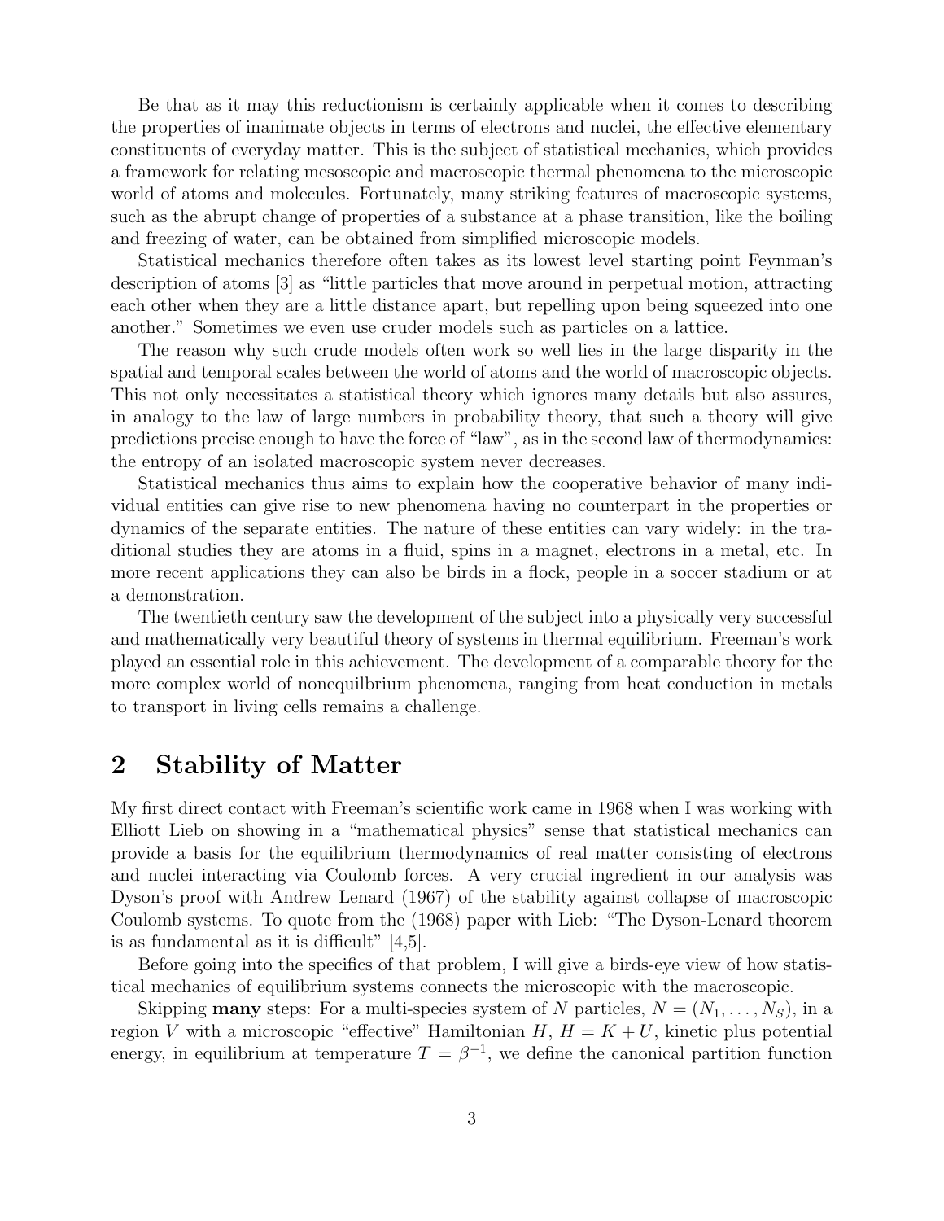Be that as it may this reductionism is certainly applicable when it comes to describing the properties of inanimate objects in terms of electrons and nuclei, the effective elementary constituents of everyday matter. This is the subject of statistical mechanics, which provides a framework for relating mesoscopic and macroscopic thermal phenomena to the microscopic world of atoms and molecules. Fortunately, many striking features of macroscopic systems, such as the abrupt change of properties of a substance at a phase transition, like the boiling and freezing of water, can be obtained from simplified microscopic models.

Statistical mechanics therefore often takes as its lowest level starting point Feynman's description of atoms [3] as "little particles that move around in perpetual motion, attracting each other when they are a little distance apart, but repelling upon being squeezed into one another." Sometimes we even use cruder models such as particles on a lattice.

The reason why such crude models often work so well lies in the large disparity in the spatial and temporal scales between the world of atoms and the world of macroscopic objects. This not only necessitates a statistical theory which ignores many details but also assures, in analogy to the law of large numbers in probability theory, that such a theory will give predictions precise enough to have the force of "law", as in the second law of thermodynamics: the entropy of an isolated macroscopic system never decreases.

Statistical mechanics thus aims to explain how the cooperative behavior of many individual entities can give rise to new phenomena having no counterpart in the properties or dynamics of the separate entities. The nature of these entities can vary widely: in the traditional studies they are atoms in a fluid, spins in a magnet, electrons in a metal, etc. In more recent applications they can also be birds in a flock, people in a soccer stadium or at a demonstration.

The twentieth century saw the development of the subject into a physically very successful and mathematically very beautiful theory of systems in thermal equilibrium. Freeman's work played an essential role in this achievement. The development of a comparable theory for the more complex world of nonequilbrium phenomena, ranging from heat conduction in metals to transport in living cells remains a challenge.

## 2 Stability of Matter

My first direct contact with Freeman's scientific work came in 1968 when I was working with Elliott Lieb on showing in a "mathematical physics" sense that statistical mechanics can provide a basis for the equilibrium thermodynamics of real matter consisting of electrons and nuclei interacting via Coulomb forces. A very crucial ingredient in our analysis was Dyson's proof with Andrew Lenard (1967) of the stability against collapse of macroscopic Coulomb systems. To quote from the (1968) paper with Lieb: "The Dyson-Lenard theorem is as fundamental as it is difficult" [4,5].

Before going into the specifics of that problem, I will give a birds-eye view of how statistical mechanics of equilibrium systems connects the microscopic with the macroscopic.

Skipping **many** steps: For a multi-species system of $\underline{N}$ particles, $\underline{N} = (N_1, \ldots, N_S)$, in a region $V$ with a microscopic "effective" Hamiltonian $H$, $H = K + U$, kinetic plus potential energy, in equilibrium at temperature $T = \beta^{-1}$, we define the canonical partition function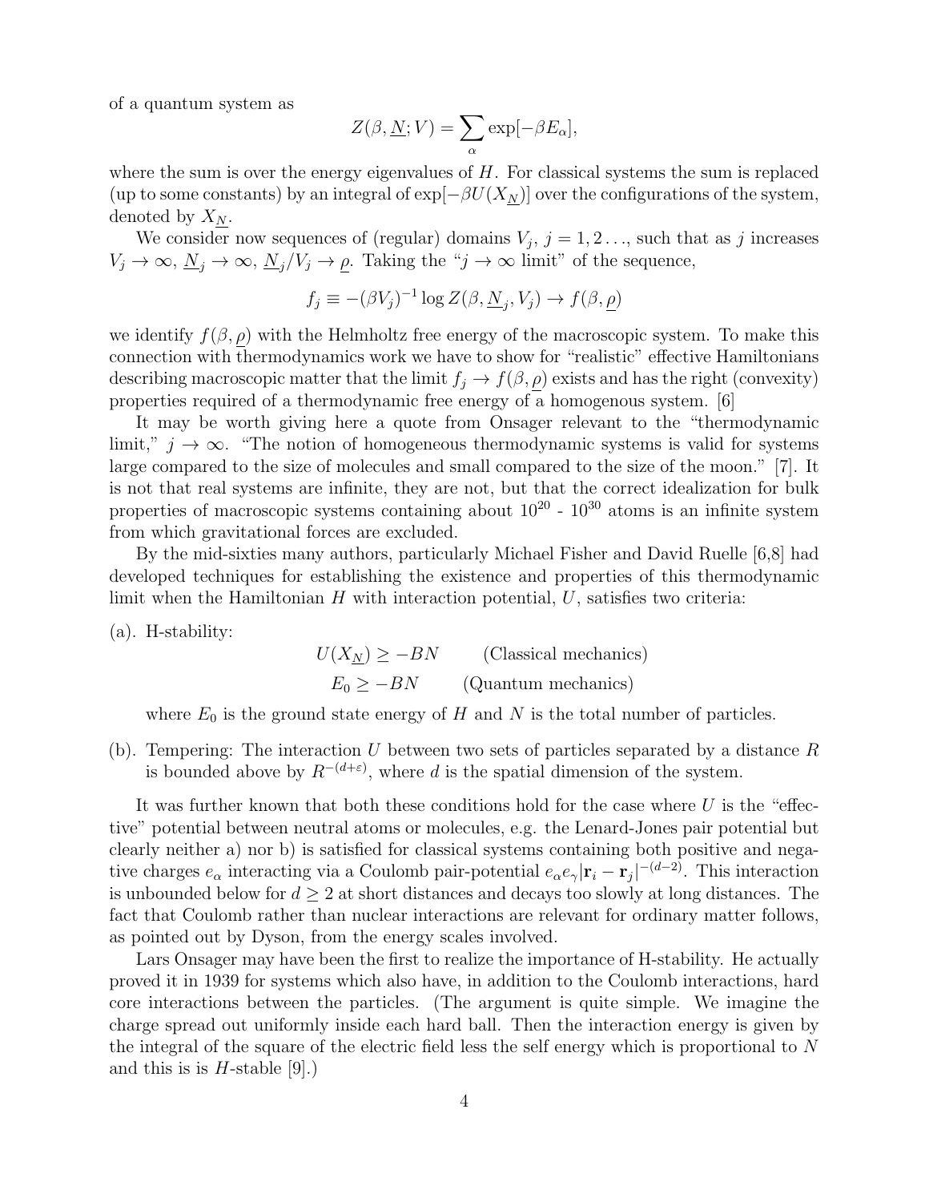of a quantum system as

$$Z(\beta, \underline{N}; V) = \sum_\alpha \exp[-\beta E_\alpha],$$

where the sum is over the energy eigenvalues of $H$. For classical systems the sum is replaced (up to some constants) by an integral of $\exp[-\beta U(X_{\underline{N}})]$ over the configurations of the system, denoted by $X_{\underline{N}}$.

We consider now sequences of (regular) domains $V_j$, $j = 1, 2 \ldots$, such that as $j$ increases $V_j \to \infty$, $\underline{N}_j \to \infty$, $\underline{N}_j / V_j \to \underline{\rho}$. Taking the "$j \to \infty$ limit" of the sequence,

$$f_j \equiv -(\beta V_j)^{-1} \log Z(\beta, \underline{N}_j, V_j) \to f(\beta, \underline{\rho})$$

we identify $f(\beta, \underline{\rho})$ with the Helmholtz free energy of the macroscopic system. To make this connection with thermodynamics work we have to show for "realistic" effective Hamiltonians describing macroscopic matter that the limit $f_j \to f(\beta, \underline{\rho})$ exists and has the right (convexity) properties required of a thermodynamic free energy of a homogenous system. [6]

It may be worth giving here a quote from Onsager relevant to the "thermodynamic limit," $j \to \infty$. "The notion of homogeneous thermodynamic systems is valid for systems large compared to the size of molecules and small compared to the size of the moon." [7]. It is not that real systems are infinite, they are not, but that the correct idealization for bulk properties of macroscopic systems containing about $10^{20}$ - $10^{30}$ atoms is an infinite system from which gravitational forces are excluded.

By the mid-sixties many authors, particularly Michael Fisher and David Ruelle [6,8] had developed techniques for establishing the existence and properties of this thermodynamic limit when the Hamiltonian $H$ with interaction potential, $U$, satisfies two criteria:

(a). H-stability:

$$U(X_{\underline{N}}) \geq -BN \qquad \text{(Classical mechanics)}$$

$$E_0 \geq -BN \qquad \text{(Quantum mechanics)}$$

where $E_0$ is the ground state energy of $H$ and $N$ is the total number of particles.

(b). Tempering: The interaction $U$ between two sets of particles separated by a distance $R$ is bounded above by $R^{-(d+\varepsilon)}$, where $d$ is the spatial dimension of the system.

It was further known that both these conditions hold for the case where $U$ is the "effective" potential between neutral atoms or molecules, e.g. the Lenard-Jones pair potential but clearly neither a) nor b) is satisfied for classical systems containing both positive and negative charges $e_\alpha$ interacting via a Coulomb pair-potential $e_\alpha e_\gamma |\mathbf{r}_i - \mathbf{r}_j|^{-(d-2)}$. This interaction is unbounded below for $d \geq 2$ at short distances and decays too slowly at long distances. The fact that Coulomb rather than nuclear interactions are relevant for ordinary matter follows, as pointed out by Dyson, from the energy scales involved.

Lars Onsager may have been the first to realize the importance of H-stability. He actually proved it in 1939 for systems which also have, in addition to the Coulomb interactions, hard core interactions between the particles. (The argument is quite simple. We imagine the charge spread out uniformly inside each hard ball. Then the interaction energy is given by the integral of the square of the electric field less the self energy which is proportional to $N$ and this is is $H$-stable [9].)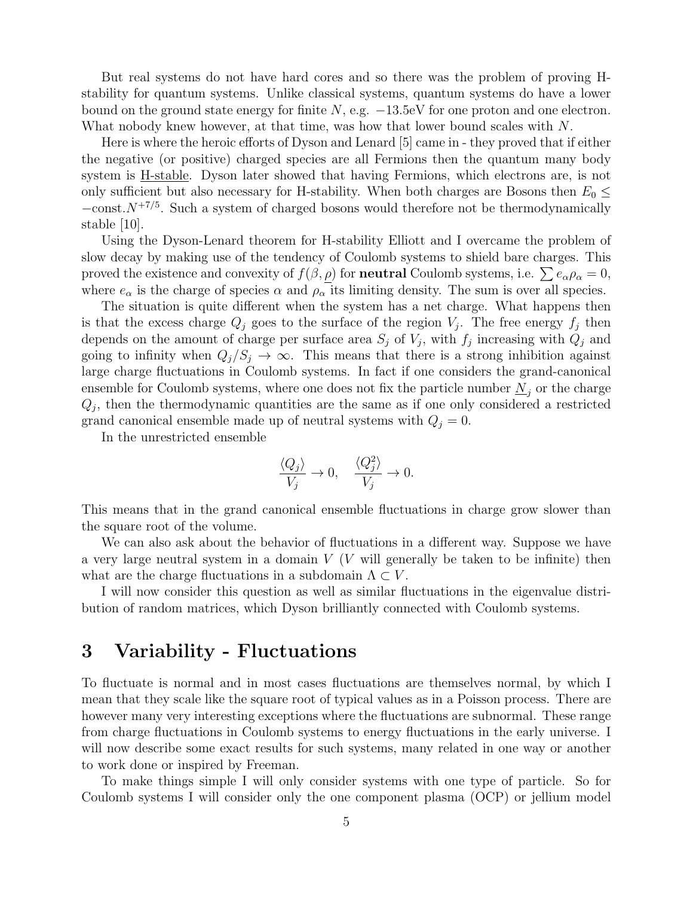But real systems do not have hard cores and so there was the problem of proving H-stability for quantum systems. Unlike classical systems, quantum systems do have a lower bound on the ground state energy for finite $N$, e.g. $-13.5$eV for one proton and one electron. What nobody knew however, at that time, was how that lower bound scales with $N$.

Here is where the heroic efforts of Dyson and Lenard [5] came in - they proved that if either the negative (or positive) charged species are all Fermions then the quantum many body system is H-stable. Dyson later showed that having Fermions, which electrons are, is not only sufficient but also necessary for H-stability. When both charges are Bosons then $E_0 \leq -\text{const.}N^{+7/5}$. Such a system of charged bosons would therefore not be thermodynamically stable [10].

Using the Dyson-Lenard theorem for H-stability Elliott and I overcame the problem of slow decay by making use of the tendency of Coulomb systems to shield bare charges. This proved the existence and convexity of $f(\beta, \underline{\rho})$ for **neutral** Coulomb systems, i.e. $\sum e_\alpha \rho_\alpha = 0$, where $e_\alpha$ is the charge of species $\alpha$ and $\rho_\alpha$ its limiting density. The sum is over all species.

The situation is quite different when the system has a net charge. What happens then is that the excess charge $Q_j$ goes to the surface of the region $V_j$. The free energy $f_j$ then depends on the amount of charge per surface area $S_j$ of $V_j$, with $f_j$ increasing with $Q_j$ and going to infinity when $Q_j/S_j \to \infty$. This means that there is a strong inhibition against large charge fluctuations in Coulomb systems. In fact if one considers the grand-canonical ensemble for Coulomb systems, where one does not fix the particle number $\underline{N}_j$ or the charge $Q_j$, then the thermodynamic quantities are the same as if one only considered a restricted grand canonical ensemble made up of neutral systems with $Q_j = 0$.

In the unrestricted ensemble

$$\frac{\langle Q_j \rangle}{V_j} \to 0, \quad \frac{\langle Q_j^2 \rangle}{V_j} \to 0.$$

This means that in the grand canonical ensemble fluctuations in charge grow slower than the square root of the volume.

We can also ask about the behavior of fluctuations in a different way. Suppose we have a very large neutral system in a domain $V$ ($V$ will generally be taken to be infinite) then what are the charge fluctuations in a subdomain $\Lambda \subset V$.

I will now consider this question as well as similar fluctuations in the eigenvalue distribution of random matrices, which Dyson brilliantly connected with Coulomb systems.

# 3 Variability - Fluctuations

To fluctuate is normal and in most cases fluctuations are themselves normal, by which I mean that they scale like the square root of typical values as in a Poisson process. There are however many very interesting exceptions where the fluctuations are subnormal. These range from charge fluctuations in Coulomb systems to energy fluctuations in the early universe. I will now describe some exact results for such systems, many related in one way or another to work done or inspired by Freeman.

To make things simple I will only consider systems with one type of particle. So for Coulomb systems I will consider only the one component plasma (OCP) or jellium model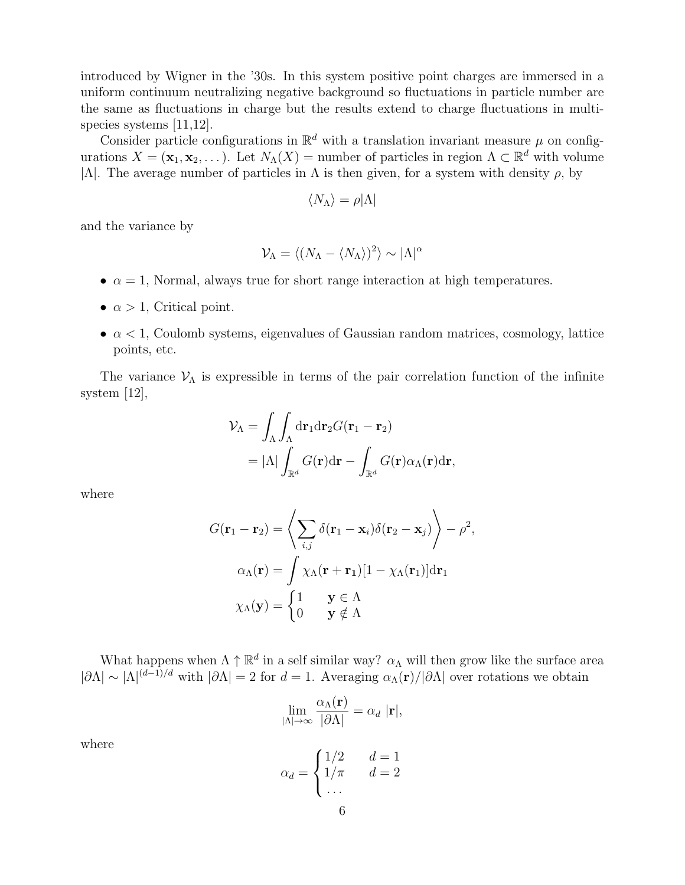introduced by Wigner in the '30s. In this system positive point charges are immersed in a uniform continuum neutralizing negative background so fluctuations in particle number are the same as fluctuations in charge but the results extend to charge fluctuations in multi-species systems [11,12].

Consider particle configurations in $\mathbb{R}^d$ with a translation invariant measure $\mu$ on configurations $X = (\mathbf{x}_1, \mathbf{x}_2, \dots)$. Let $N_\Lambda(X) =$ number of particles in region $\Lambda \subset \mathbb{R}^d$ with volume $|\Lambda|$. The average number of particles in $\Lambda$ is then given, for a system with density $\rho$, by

$$\langle N_\Lambda \rangle = \rho |\Lambda|$$

and the variance by

$$\mathcal{V}_\Lambda = \langle (N_\Lambda - \langle N_\Lambda \rangle)^2 \rangle \sim |\Lambda|^\alpha$$

- $\alpha = 1$, Normal, always true for short range interaction at high temperatures.
- $\alpha > 1$, Critical point.
- $\alpha < 1$, Coulomb systems, eigenvalues of Gaussian random matrices, cosmology, lattice points, etc.

The variance $\mathcal{V}_\Lambda$ is expressible in terms of the pair correlation function of the infinite system [12],

$$\begin{aligned}
\mathcal{V}_\Lambda &= \int_\Lambda \int_\Lambda \mathrm{d}\mathbf{r}_1 \mathrm{d}\mathbf{r}_2 G(\mathbf{r}_1 - \mathbf{r}_2) \\
&= |\Lambda| \int_{\mathbb{R}^d} G(\mathbf{r}) \mathrm{d}\mathbf{r} - \int_{\mathbb{R}^d} G(\mathbf{r}) \alpha_\Lambda(\mathbf{r}) \mathrm{d}\mathbf{r},
\end{aligned}$$

where

$$G(\mathbf{r}_1 - \mathbf{r}_2) = \left\langle \sum_{i,j} \delta(\mathbf{r}_1 - \mathbf{x}_i) \delta(\mathbf{r}_2 - \mathbf{x}_j) \right\rangle - \rho^2,$$

$$\alpha_\Lambda(\mathbf{r}) = \int \chi_\Lambda(\mathbf{r} + \mathbf{r}_1)[1 - \chi_\Lambda(\mathbf{r}_1)] \mathrm{d}\mathbf{r}_1$$

$$\chi_\Lambda(\mathbf{y}) = \begin{cases} 1 & \mathbf{y} \in \Lambda \\ 0 & \mathbf{y} \notin \Lambda \end{cases}$$

What happens when $\Lambda \uparrow \mathbb{R}^d$ in a self similar way? $\alpha_\Lambda$ will then grow like the surface area $|\partial\Lambda| \sim |\Lambda|^{(d-1)/d}$ with $|\partial\Lambda| = 2$ for $d = 1$. Averaging $\alpha_\Lambda(\mathbf{r})/|\partial\Lambda|$ over rotations we obtain

$$\lim_{|\Lambda| \to \infty} \frac{\alpha_\Lambda(\mathbf{r})}{|\partial\Lambda|} = \alpha_d \ |\mathbf{r}|,$$

where

$$\alpha_d = \begin{cases} 1/2 & d = 1 \\ 1/\pi & d = 2 \\ \dots \end{cases}$$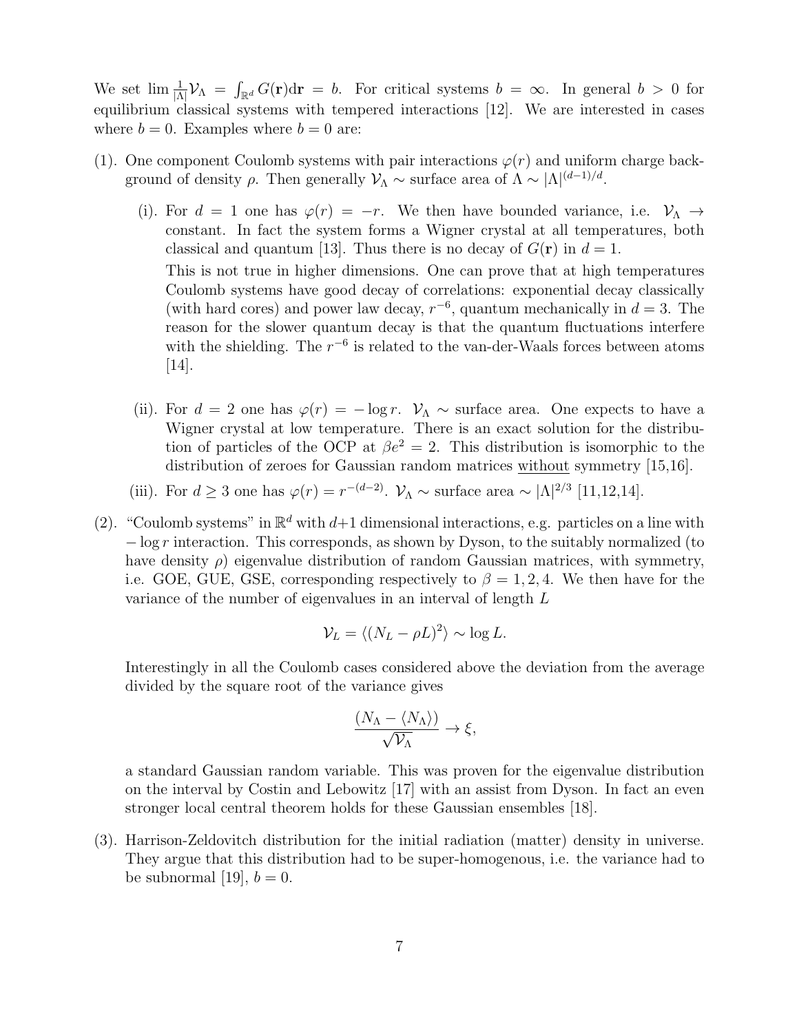We set $\lim \frac{1}{|\Lambda|}\mathcal{V}_\Lambda = \int_{\mathbb{R}^d} G(\mathbf{r})d\mathbf{r} = b$. For critical systems $b = \infty$. In general $b > 0$ for equilibrium classical systems with tempered interactions [12]. We are interested in cases where $b = 0$. Examples where $b = 0$ are:

(1). One component Coulomb systems with pair interactions $\varphi(r)$ and uniform charge background of density $\rho$. Then generally $\mathcal{V}_\Lambda \sim$ surface area of $\Lambda \sim |\Lambda|^{(d-1)/d}$.

   (i). For $d = 1$ one has $\varphi(r) = -r$. We then have bounded variance, i.e. $\mathcal{V}_\Lambda \to$ constant. In fact the system forms a Wigner crystal at all temperatures, both classical and quantum [13]. Thus there is no decay of $G(\mathbf{r})$ in $d = 1$.

   This is not true in higher dimensions. One can prove that at high temperatures Coulomb systems have good decay of correlations: exponential decay classically (with hard cores) and power law decay, $r^{-6}$, quantum mechanically in $d = 3$. The reason for the slower quantum decay is that the quantum fluctuations interfere with the shielding. The $r^{-6}$ is related to the van-der-Waals forces between atoms [14].

   (ii). For $d = 2$ one has $\varphi(r) = -\log r$. $\mathcal{V}_\Lambda \sim$ surface area. One expects to have a Wigner crystal at low temperature. There is an exact solution for the distribution of particles of the OCP at $\beta e^2 = 2$. This distribution is isomorphic to the distribution of zeroes for Gaussian random matrices <u>without</u> symmetry [15,16].

   (iii). For $d \geq 3$ one has $\varphi(r) = r^{-(d-2)}$. $\mathcal{V}_\Lambda \sim$ surface area $\sim |\Lambda|^{2/3}$ [11,12,14].

(2). "Coulomb systems" in $\mathbb{R}^d$ with $d+1$ dimensional interactions, e.g. particles on a line with $-\log r$ interaction. This corresponds, as shown by Dyson, to the suitably normalized (to have density $\rho$) eigenvalue distribution of random Gaussian matrices, with symmetry, i.e. GOE, GUE, GSE, corresponding respectively to $\beta = 1, 2, 4$. We then have for the variance of the number of eigenvalues in an interval of length $L$

$$\mathcal{V}_L = \langle (N_L - \rho L)^2 \rangle \sim \log L.$$

   Interestingly in all the Coulomb cases considered above the deviation from the average divided by the square root of the variance gives

$$\frac{(N_\Lambda - \langle N_\Lambda \rangle)}{\sqrt{\mathcal{V}_\Lambda}} \to \xi,$$

   a standard Gaussian random variable. This was proven for the eigenvalue distribution on the interval by Costin and Lebowitz [17] with an assist from Dyson. In fact an even stronger local central theorem holds for these Gaussian ensembles [18].

(3). Harrison-Zeldovitch distribution for the initial radiation (matter) density in universe. They argue that this distribution had to be super-homogenous, i.e. the variance had to be subnormal [19], $b = 0$.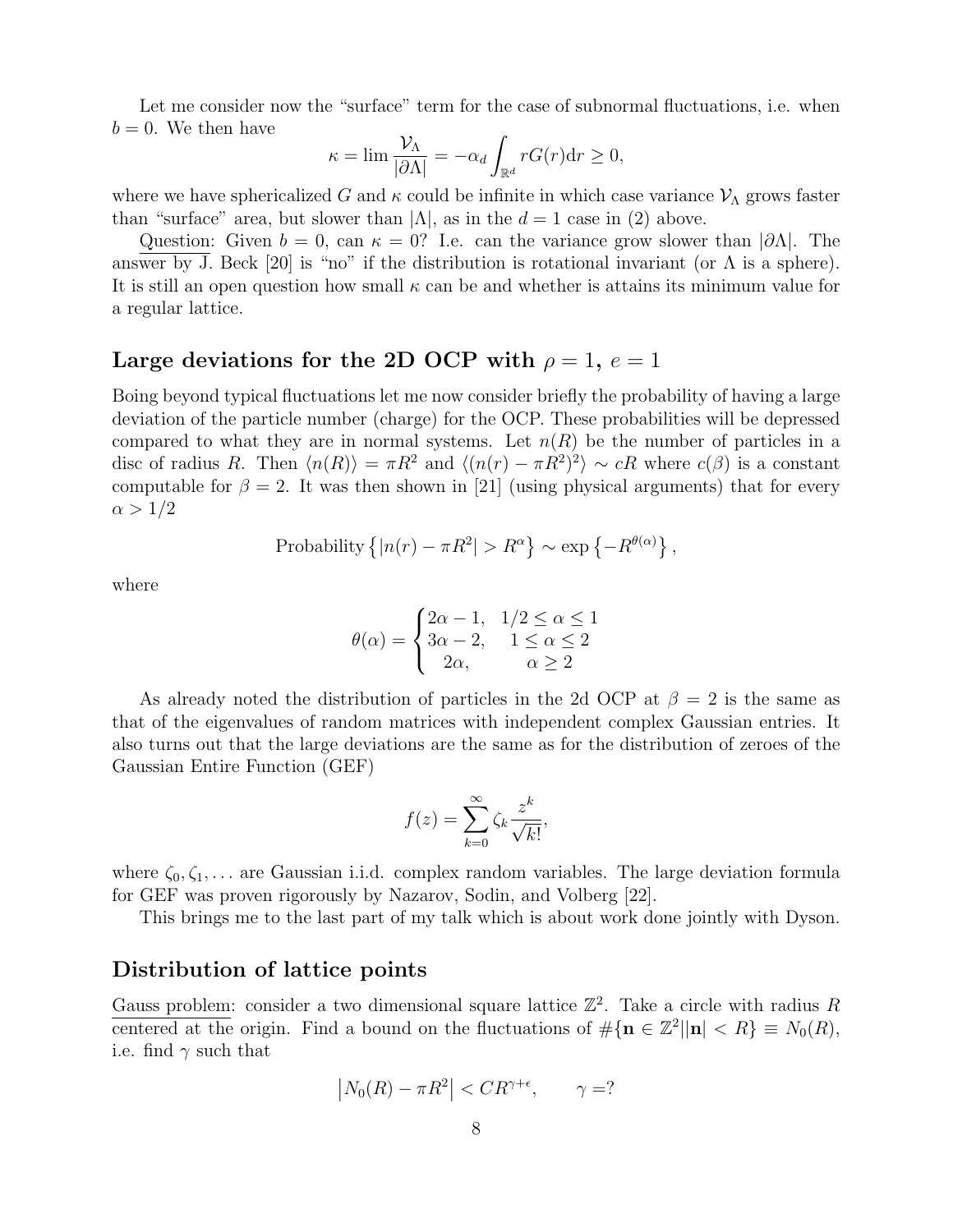Let me consider now the "surface" term for the case of subnormal fluctuations, i.e. when $b = 0$. We then have

$$\kappa = \lim \frac{\mathcal{V}_\Lambda}{|\partial\Lambda|} = -\alpha_d \int_{\mathbb{R}^d} rG(r)\mathrm{d}r \geq 0,$$

where we have sphericalized $G$ and $\kappa$ could be infinite in which case variance $\mathcal{V}_\Lambda$ grows faster than "surface" area, but slower than $|\Lambda|$, as in the $d = 1$ case in (2) above.

Question: Given $b = 0$, can $\kappa = 0$? I.e. can the variance grow slower than $|\partial\Lambda|$. The answer by J. Beck [20] is "no" if the distribution is rotational invariant (or $\Lambda$ is a sphere). It is still an open question how small $\kappa$ can be and whether is attains its minimum value for a regular lattice.

## Large deviations for the 2D OCP with $\rho = 1$, $e = 1$

Boing beyond typical fluctuations let me now consider briefly the probability of having a large deviation of the particle number (charge) for the OCP. These probabilities will be depressed compared to what they are in normal systems. Let $n(R)$ be the number of particles in a disc of radius $R$. Then $\langle n(R) \rangle = \pi R^2$ and $\langle (n(r) - \pi R^2)^2 \rangle \sim cR$ where $c(\beta)$ is a constant computable for $\beta = 2$. It was then shown in [21] (using physical arguments) that for every $\alpha > 1/2$

$$\text{Probability}\left\{|n(r) - \pi R^2| > R^\alpha\right\} \sim \exp\left\{-R^{\theta(\alpha)}\right\},$$

where

$$\theta(\alpha) = \begin{cases} 2\alpha - 1, & 1/2 \leq \alpha \leq 1 \\ 3\alpha - 2, & 1 \leq \alpha \leq 2 \\ 2\alpha, & \alpha \geq 2 \end{cases}$$

As already noted the distribution of particles in the 2d OCP at $\beta = 2$ is the same as that of the eigenvalues of random matrices with independent complex Gaussian entries. It also turns out that the large deviations are the same as for the distribution of zeroes of the Gaussian Entire Function (GEF)

$$f(z) = \sum_{k=0}^{\infty} \zeta_k \frac{z^k}{\sqrt{k!}},$$

where $\zeta_0, \zeta_1, \ldots$ are Gaussian i.i.d. complex random variables. The large deviation formula for GEF was proven rigorously by Nazarov, Sodin, and Volberg [22].

This brings me to the last part of my talk which is about work done jointly with Dyson.

## Distribution of lattice points

Gauss problem: consider a two dimensional square lattice $\mathbb{Z}^2$. Take a circle with radius $R$ centered at the origin. Find a bound on the fluctuations of $\#\{\mathbf{n} \in \mathbb{Z}^2 | |\mathbf{n}| < R\} \equiv N_0(R)$, i.e. find $\gamma$ such that

$$\left|N_0(R) - \pi R^2\right| < CR^{\gamma+\epsilon}, \qquad \gamma = ?$$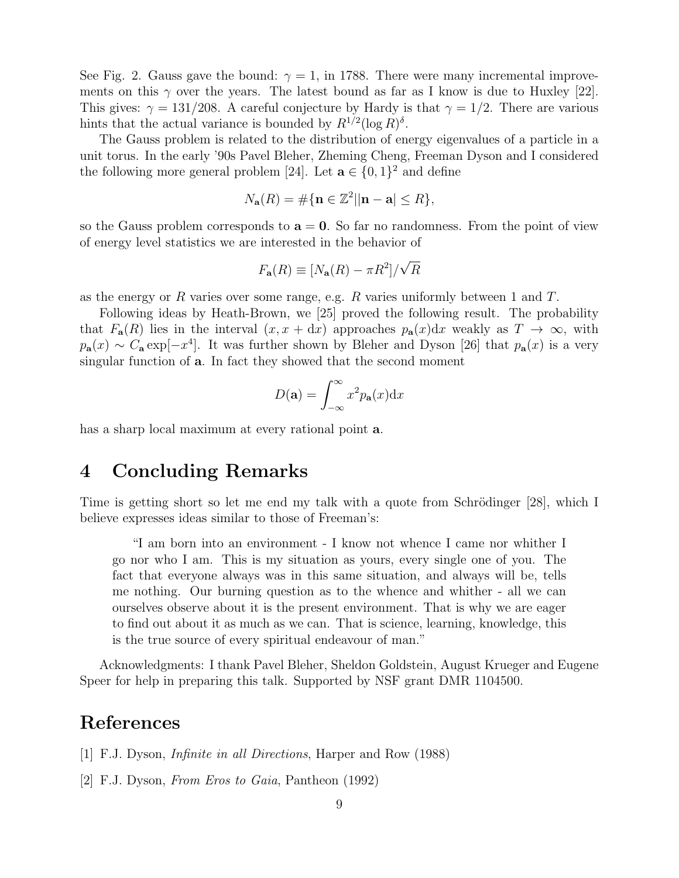See Fig. 2. Gauss gave the bound: $\gamma = 1$, in 1788. There were many incremental improvements on this $\gamma$ over the years. The latest bound as far as I know is due to Huxley [22]. This gives: $\gamma = 131/208$. A careful conjecture by Hardy is that $\gamma = 1/2$. There are various hints that the actual variance is bounded by $R^{1/2}(\log R)^{\delta}$.

The Gauss problem is related to the distribution of energy eigenvalues of a particle in a unit torus. In the early '90s Pavel Bleher, Zheming Cheng, Freeman Dyson and I considered the following more general problem [24]. Let $\mathbf{a} \in \{0,1\}^2$ and define

$$N_{\mathbf{a}}(R) = \#\{\mathbf{n} \in \mathbb{Z}^2 | |\mathbf{n} - \mathbf{a}| \leq R\},$$

so the Gauss problem corresponds to $\mathbf{a} = \mathbf{0}$. So far no randomness. From the point of view of energy level statistics we are interested in the behavior of

$$F_{\mathbf{a}}(R) \equiv [N_{\mathbf{a}}(R) - \pi R^2]/\sqrt{R}$$

as the energy or $R$ varies over some range, e.g. $R$ varies uniformly between 1 and $T$.

Following ideas by Heath-Brown, we [25] proved the following result. The probability that $F_{\mathbf{a}}(R)$ lies in the interval $(x, x + \mathrm{d}x)$ approaches $p_{\mathbf{a}}(x)\mathrm{d}x$ weakly as $T \to \infty$, with $p_{\mathbf{a}}(x) \sim C_{\mathbf{a}} \exp[-x^4]$. It was further shown by Bleher and Dyson [26] that $p_{\mathbf{a}}(x)$ is a very singular function of $\mathbf{a}$. In fact they showed that the second moment

$$D(\mathbf{a}) = \int_{-\infty}^{\infty} x^2 p_{\mathbf{a}}(x)\mathrm{d}x$$

has a sharp local maximum at every rational point $\mathbf{a}$.

# 4 Concluding Remarks

Time is getting short so let me end my talk with a quote from Schrödinger [28], which I believe expresses ideas similar to those of Freeman's:

> "I am born into an environment - I know not whence I came nor whither I go nor who I am. This is my situation as yours, every single one of you. The fact that everyone always was in this same situation, and always will be, tells me nothing. Our burning question as to the whence and whither - all we can ourselves observe about it is the present environment. That is why we are eager to find out about it as much as we can. That is science, learning, knowledge, this is the true source of every spiritual endeavour of man."

Acknowledgments: I thank Pavel Bleher, Sheldon Goldstein, August Krueger and Eugene Speer for help in preparing this talk. Supported by NSF grant DMR 1104500.

# References

[1] F.J. Dyson, *Infinite in all Directions*, Harper and Row (1988)

[2] F.J. Dyson, *From Eros to Gaia*, Pantheon (1992)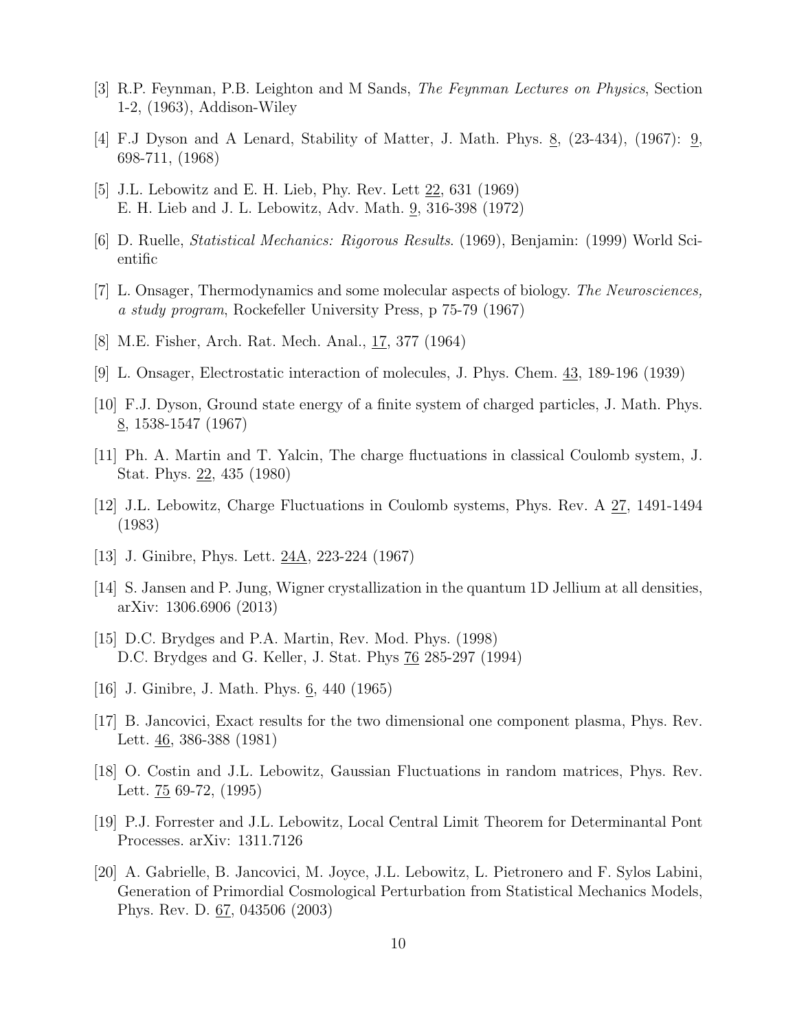[3] R.P. Feynman, P.B. Leighton and M Sands, *The Feynman Lectures on Physics*, Section 1-2, (1963), Addison-Wiley

[4] F.J Dyson and A Lenard, Stability of Matter, J. Math. Phys. 8, (23-434), (1967): 9, 698-711, (1968)

[5] J.L. Lebowitz and E. H. Lieb, Phy. Rev. Lett 22, 631 (1969)
E. H. Lieb and J. L. Lebowitz, Adv. Math. 9, 316-398 (1972)

[6] D. Ruelle, *Statistical Mechanics: Rigorous Results*. (1969), Benjamin: (1999) World Scientific

[7] L. Onsager, Thermodynamics and some molecular aspects of biology. *The Neurosciences, a study program*, Rockefeller University Press, p 75-79 (1967)

[8] M.E. Fisher, Arch. Rat. Mech. Anal., 17, 377 (1964)

[9] L. Onsager, Electrostatic interaction of molecules, J. Phys. Chem. 43, 189-196 (1939)

[10] F.J. Dyson, Ground state energy of a finite system of charged particles, J. Math. Phys. 8, 1538-1547 (1967)

[11] Ph. A. Martin and T. Yalcin, The charge fluctuations in classical Coulomb system, J. Stat. Phys. 22, 435 (1980)

[12] J.L. Lebowitz, Charge Fluctuations in Coulomb systems, Phys. Rev. A 27, 1491-1494 (1983)

[13] J. Ginibre, Phys. Lett. 24A, 223-224 (1967)

[14] S. Jansen and P. Jung, Wigner crystallization in the quantum 1D Jellium at all densities, arXiv: 1306.6906 (2013)

[15] D.C. Brydges and P.A. Martin, Rev. Mod. Phys. (1998)
D.C. Brydges and G. Keller, J. Stat. Phys 76 285-297 (1994)

[16] J. Ginibre, J. Math. Phys. 6, 440 (1965)

[17] B. Jancovici, Exact results for the two dimensional one component plasma, Phys. Rev. Lett. 46, 386-388 (1981)

[18] O. Costin and J.L. Lebowitz, Gaussian Fluctuations in random matrices, Phys. Rev. Lett. 75 69-72, (1995)

[19] P.J. Forrester and J.L. Lebowitz, Local Central Limit Theorem for Determinantal Pont Processes. arXiv: 1311.7126

[20] A. Gabrielle, B. Jancovici, M. Joyce, J.L. Lebowitz, L. Pietronero and F. Sylos Labini, Generation of Primordial Cosmological Perturbation from Statistical Mechanics Models, Phys. Rev. D. 67, 043506 (2003)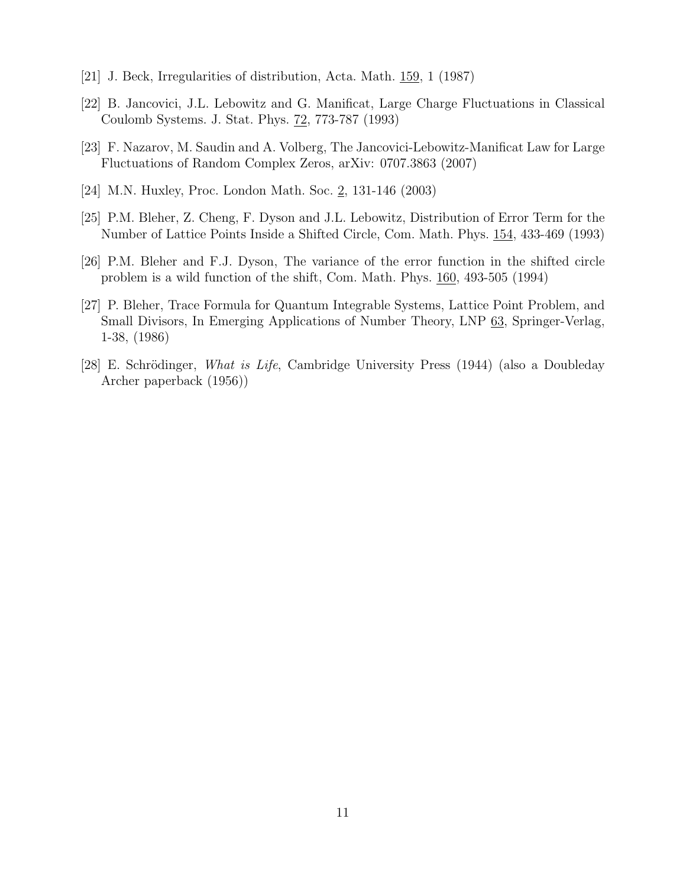[21] J. Beck, Irregularities of distribution, Acta. Math. 159, 1 (1987)

[22] B. Jancovici, J.L. Lebowitz and G. Manificat, Large Charge Fluctuations in Classical Coulomb Systems. J. Stat. Phys. 72, 773-787 (1993)

[23] F. Nazarov, M. Saudin and A. Volberg, The Jancovici-Lebowitz-Manificat Law for Large Fluctuations of Random Complex Zeros, arXiv: 0707.3863 (2007)

[24] M.N. Huxley, Proc. London Math. Soc. 2, 131-146 (2003)

[25] P.M. Bleher, Z. Cheng, F. Dyson and J.L. Lebowitz, Distribution of Error Term for the Number of Lattice Points Inside a Shifted Circle, Com. Math. Phys. 154, 433-469 (1993)

[26] P.M. Bleher and F.J. Dyson, The variance of the error function in the shifted circle problem is a wild function of the shift, Com. Math. Phys. 160, 493-505 (1994)

[27] P. Bleher, Trace Formula for Quantum Integrable Systems, Lattice Point Problem, and Small Divisors, In Emerging Applications of Number Theory, LNP 63, Springer-Verlag, 1-38, (1986)

[28] E. Schrödinger, *What is Life*, Cambridge University Press (1944) (also a Doubleday Archer paperback (1956))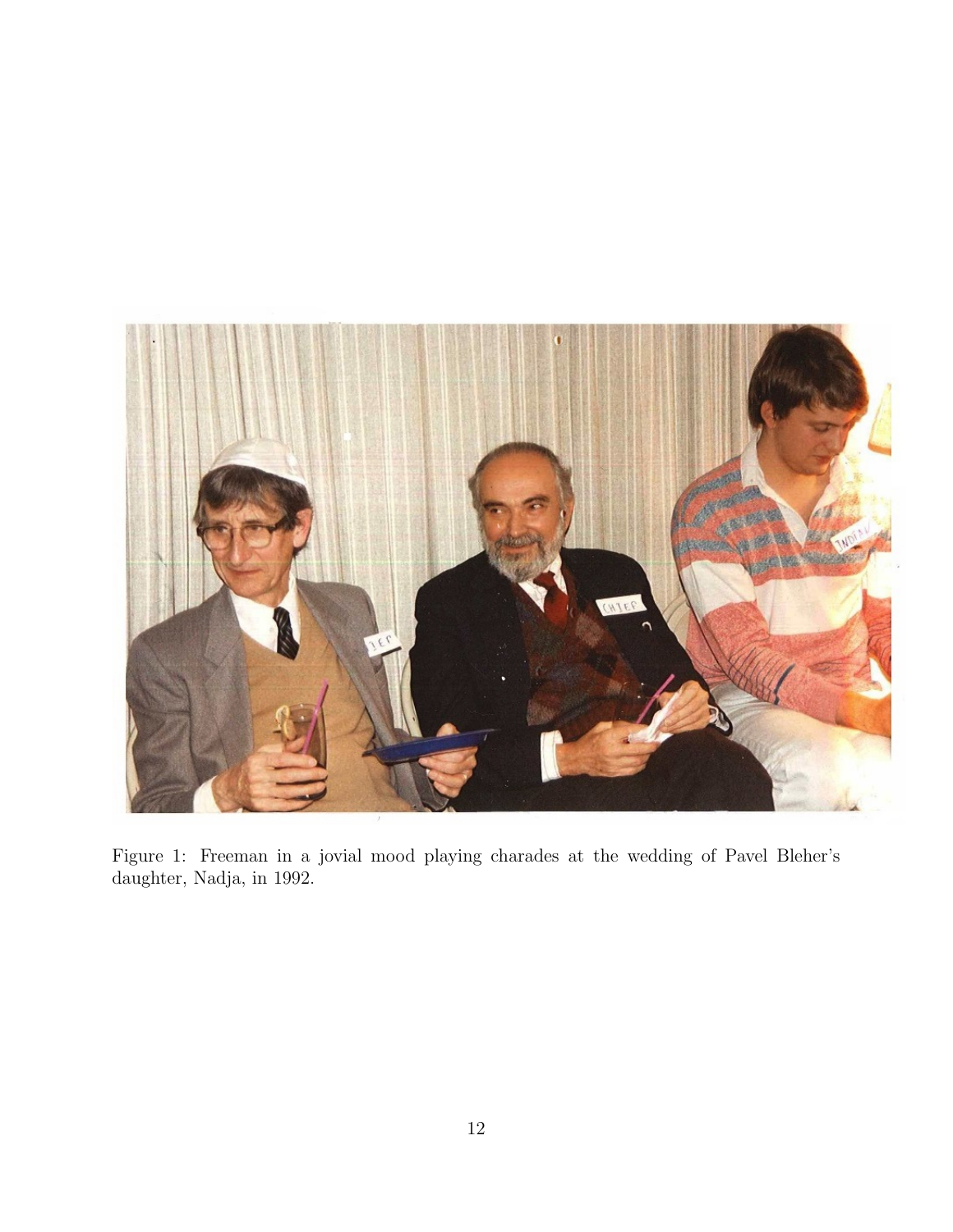Figure 1: Freeman in a jovial mood playing charades at the wedding of Pavel Bleher's daughter, Nadja, in 1992.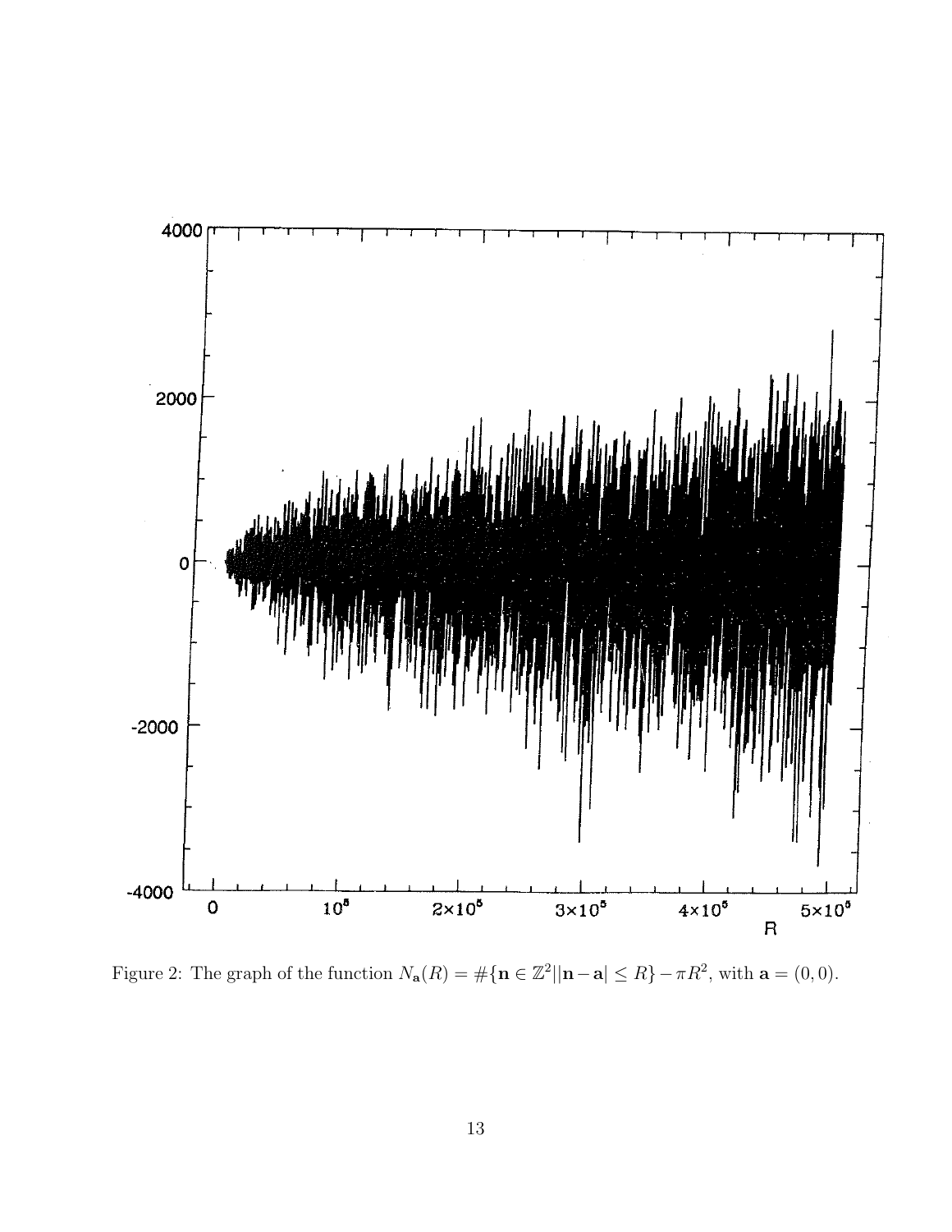Figure 2: The graph of the function $N_{\mathbf{a}}(R) = \#\{\mathbf{n} \in \mathbb{Z}^2 | |\mathbf{n} - \mathbf{a}| \leq R\} - \pi R^2$, with $\mathbf{a} = (0, 0)$.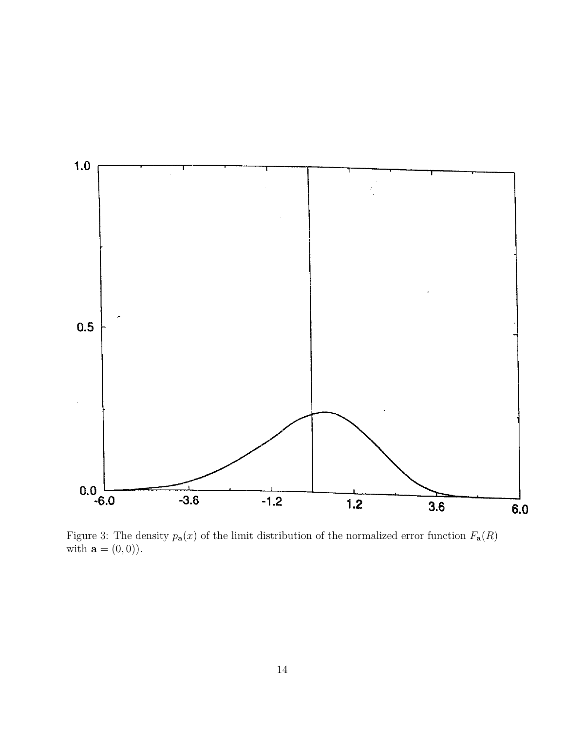Figure 3: The density $p_{\mathbf{a}}(x)$ of the limit distribution of the normalized error function $F_{\mathbf{a}}(R)$ with $\mathbf{a} = (0, 0)$).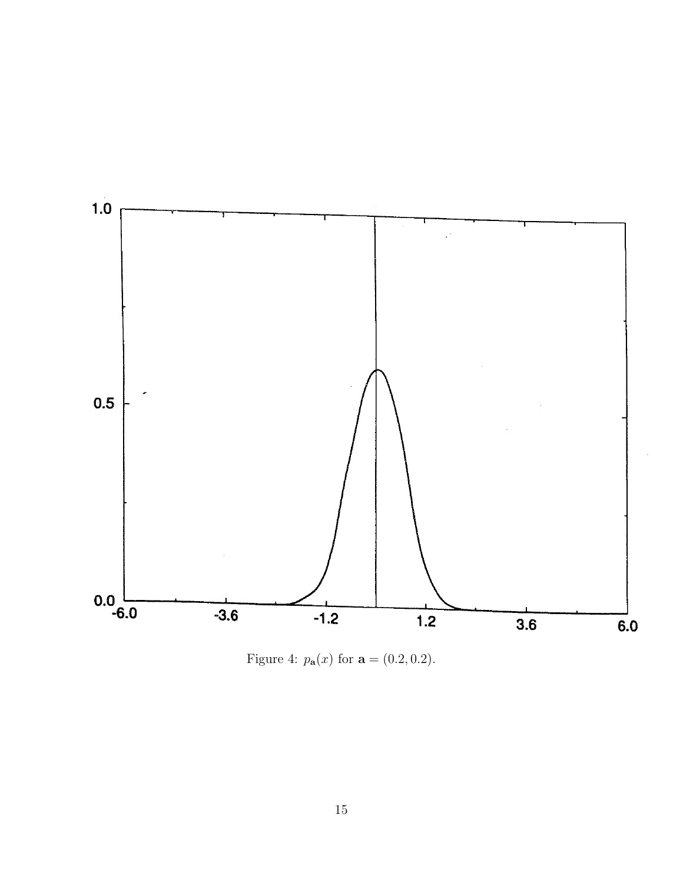Figure 4: $p_{\mathbf{a}}(x)$ for $\mathbf{a} = (0.2, 0.2)$.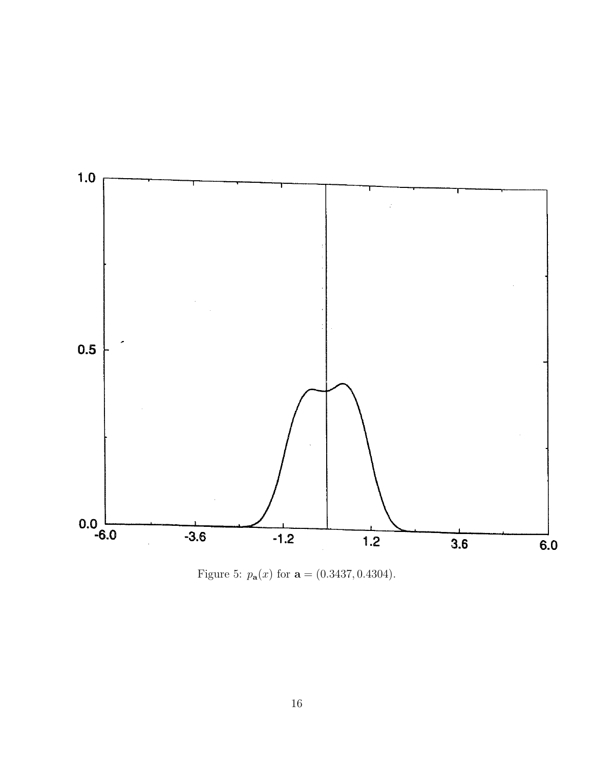1.0

0.5

0.0

-6.0

-3.6

-1.2

1.2

3.6

6.0

Figure 5: $p_{\mathbf{a}}(x)$ for $\mathbf{a} = (0.3437, 0.4304)$.